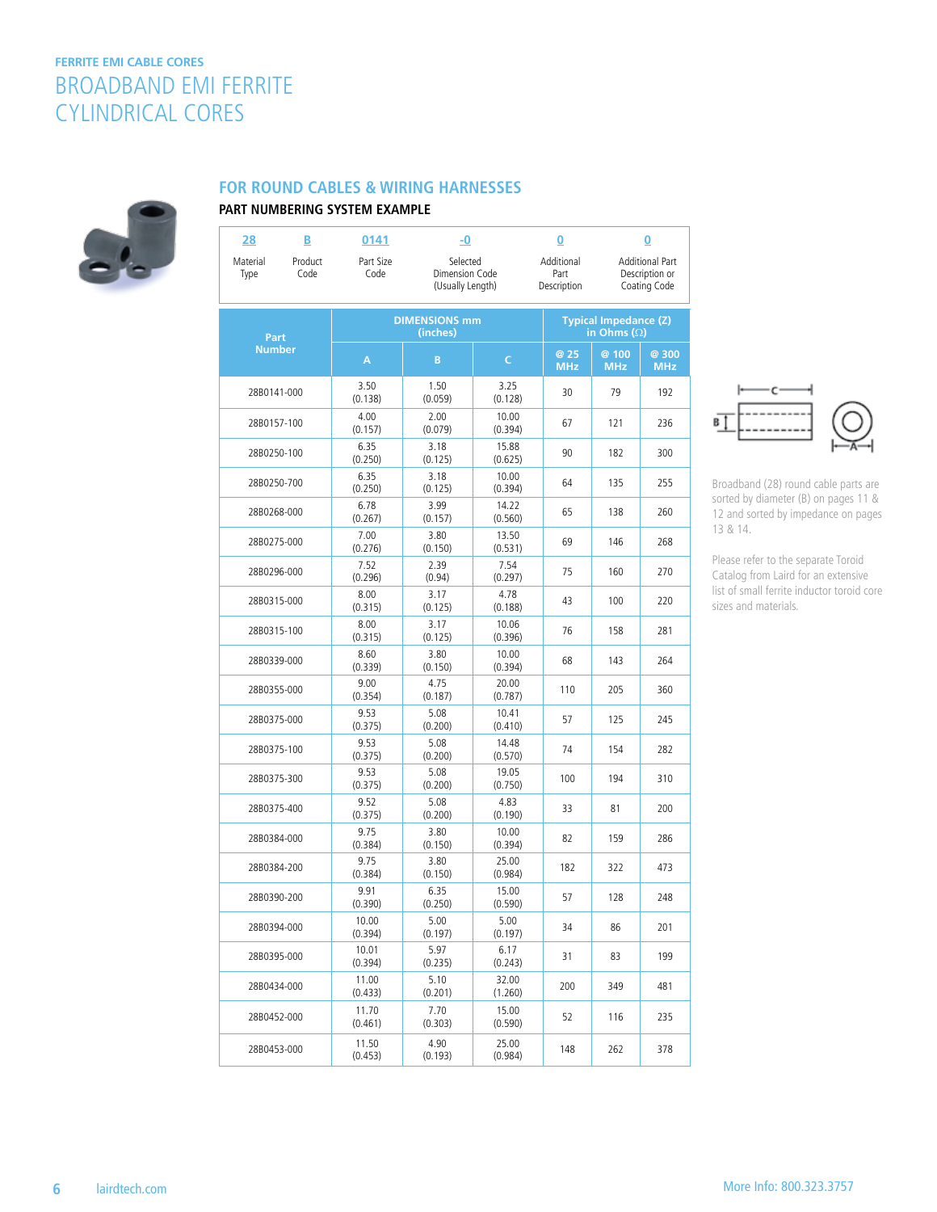FERRITE EMI CABLE CORES

# BROADBAND EMI FERRITE CYLINDRICAL CORES

## FOR ROUND CABLES & WIRING HARNESSES

### PART NUMBERING SYSTEM EXAMPLE

| 28 | B | 0141 | -0 | 0 | 0 |
|---|---|---|---|---|---|
| Material Type | Product Code | Part Size Code | Selected Dimension Code (Usually Length) | Additional Part Description | Additional Part Description or Coating Code |

| Part Number | DIMENSIONS mm (inches) | | | Typical Impedance (Z) in Ohms (Ω) | | |
|---|---|---|---|---|---|---|
| | A | B | C | @ 25 MHz | @ 100 MHz | @ 300 MHz |
| 28B0141-000 | 3.50 (0.138) | 1.50 (0.059) | 3.25 (0.128) | 30 | 79 | 192 |
| 28B0157-100 | 4.00 (0.157) | 2.00 (0.079) | 10.00 (0.394) | 67 | 121 | 236 |
| 28B0250-100 | 6.35 (0.250) | 3.18 (0.125) | 15.88 (0.625) | 90 | 182 | 300 |
| 28B0250-700 | 6.35 (0.250) | 3.18 (0.125) | 10.00 (0.394) | 64 | 135 | 255 |
| 28B0268-000 | 6.78 (0.267) | 3.99 (0.157) | 14.22 (0.560) | 65 | 138 | 260 |
| 28B0275-000 | 7.00 (0.276) | 3.80 (0.150) | 13.50 (0.531) | 69 | 146 | 268 |
| 28B0296-000 | 7.52 (0.296) | 2.39 (0.94) | 7.54 (0.297) | 75 | 160 | 270 |
| 28B0315-000 | 8.00 (0.315) | 3.17 (0.125) | 4.78 (0.188) | 43 | 100 | 220 |
| 28B0315-100 | 8.00 (0.315) | 3.17 (0.125) | 10.06 (0.396) | 76 | 158 | 281 |
| 28B0339-000 | 8.60 (0.339) | 3.80 (0.150) | 10.00 (0.394) | 68 | 143 | 264 |
| 28B0355-000 | 9.00 (0.354) | 4.75 (0.187) | 20.00 (0.787) | 110 | 205 | 360 |
| 28B0375-000 | 9.53 (0.375) | 5.08 (0.200) | 10.41 (0.410) | 57 | 125 | 245 |
| 28B0375-100 | 9.53 (0.375) | 5.08 (0.200) | 14.48 (0.570) | 74 | 154 | 282 |
| 28B0375-300 | 9.53 (0.375) | 5.08 (0.200) | 19.05 (0.750) | 100 | 194 | 310 |
| 28B0375-400 | 9.52 (0.375) | 5.08 (0.200) | 4.83 (0.190) | 33 | 81 | 200 |
| 28B0384-000 | 9.75 (0.384) | 3.80 (0.150) | 10.00 (0.394) | 82 | 159 | 286 |
| 28B0384-200 | 9.75 (0.384) | 3.80 (0.150) | 25.00 (0.984) | 182 | 322 | 473 |
| 28B0390-200 | 9.91 (0.390) | 6.35 (0.250) | 15.00 (0.590) | 57 | 128 | 248 |
| 28B0394-000 | 10.00 (0.394) | 5.00 (0.197) | 5.00 (0.197) | 34 | 86 | 201 |
| 28B0395-000 | 10.01 (0.394) | 5.97 (0.235) | 6.17 (0.243) | 31 | 83 | 199 |
| 28B0434-000 | 11.00 (0.433) | 5.10 (0.201) | 32.00 (1.260) | 200 | 349 | 481 |
| 28B0452-000 | 11.70 (0.461) | 7.70 (0.303) | 15.00 (0.590) | 52 | 116 | 235 |
| 28B0453-000 | 11.50 (0.453) | 4.90 (0.193) | 25.00 (0.984) | 148 | 262 | 378 |

Broadband (28) round cable parts are sorted by diameter (B) on pages 11 & 12 and sorted by impedance on pages 13 & 14.

Please refer to the separate Toroid Catalog from Laird for an extensive list of small ferrite inductor toroid core sizes and materials.

lairdtech.com

More Info: 800.323.3757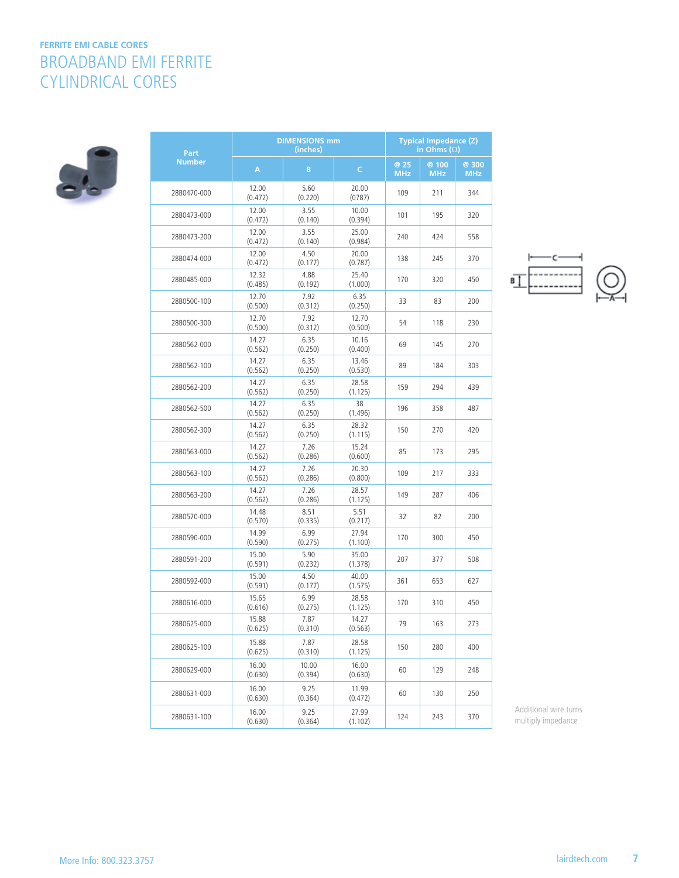FERRITE EMI CABLE CORES

# BROADBAND EMI FERRITE CYLINDRICAL CORES

| Part Number | DIMENSIONS mm (inches) | | | Typical Impedance (Z) in Ohms (Ω) | | |
|---|---|---|---|---|---|---|
| | A | B | C | @ 25 MHz | @ 100 MHz | @ 300 MHz |
| 28B0470-000 | 12.00 (0.472) | 5.60 (0.220) | 20.00 (0787) | 109 | 211 | 344 |
| 28B0473-000 | 12.00 (0.472) | 3.55 (0.140) | 10.00 (0.394) | 101 | 195 | 320 |
| 28B0473-200 | 12.00 (0.472) | 3.55 (0.140) | 25.00 (0.984) | 240 | 424 | 558 |
| 28B0474-000 | 12.00 (0.472) | 4.50 (0.177) | 20.00 (0.787) | 138 | 245 | 370 |
| 28B0485-000 | 12.32 (0.485) | 4.88 (0.192) | 25.40 (1.000) | 170 | 320 | 450 |
| 28B0500-100 | 12.70 (0.500) | 7.92 (0.312) | 6.35 (0.250) | 33 | 83 | 200 |
| 28B0500-300 | 12.70 (0.500) | 7.92 (0.312) | 12.70 (0.500) | 54 | 118 | 230 |
| 28B0562-000 | 14.27 (0.562) | 6.35 (0.250) | 10.16 (0.400) | 69 | 145 | 270 |
| 28B0562-100 | 14.27 (0.562) | 6.35 (0.250) | 13.46 (0.530) | 89 | 184 | 303 |
| 28B0562-200 | 14.27 (0.562) | 6.35 (0.250) | 28.58 (1.125) | 159 | 294 | 439 |
| 28B0562-500 | 14.27 (0.562) | 6.35 (0.250) | 38 (1.496) | 196 | 358 | 487 |
| 28B0562-300 | 14.27 (0.562) | 6.35 (0.250) | 28.32 (1.115) | 150 | 270 | 420 |
| 28B0563-000 | 14.27 (0.562) | 7.26 (0.286) | 15.24 (0.600) | 85 | 173 | 295 |
| 28B0563-100 | 14.27 (0.562) | 7.26 (0.286) | 20.30 (0.800) | 109 | 217 | 333 |
| 28B0563-200 | 14.27 (0.562) | 7.26 (0.286) | 28.57 (1.125) | 149 | 287 | 406 |
| 28B0570-000 | 14.48 (0.570) | 8.51 (0.335) | 5.51 (0.217) | 32 | 82 | 200 |
| 28B0590-000 | 14.99 (0.590) | 6.99 (0.275) | 27.94 (1.100) | 170 | 300 | 450 |
| 28B0591-200 | 15.00 (0.591) | 5.90 (0.232) | 35.00 (1.378) | 207 | 377 | 508 |
| 28B0592-000 | 15.00 (0.591) | 4.50 (0.177) | 40.00 (1.575) | 361 | 653 | 627 |
| 28B0616-000 | 15.65 (0.616) | 6.99 (0.275) | 28.58 (1.125) | 170 | 310 | 450 |
| 28B0625-000 | 15.88 (0.625) | 7.87 (0.310) | 14.27 (0.563) | 79 | 163 | 273 |
| 28B0625-100 | 15.88 (0.625) | 7.87 (0.310) | 28.58 (1.125) | 150 | 280 | 400 |
| 28B0629-000 | 16.00 (0.630) | 10.00 (0.394) | 16.00 (0.630) | 60 | 129 | 248 |
| 28B0631-000 | 16.00 (0.630) | 9.25 (0.364) | 11.99 (0.472) | 60 | 130 | 250 |
| 28B0631-100 | 16.00 (0.630) | 9.25 (0.364) | 27.99 (1.102) | 124 | 243 | 370 |

Additional wire turns multiply impedance

More Info: 800.323.3757

lairdtech.com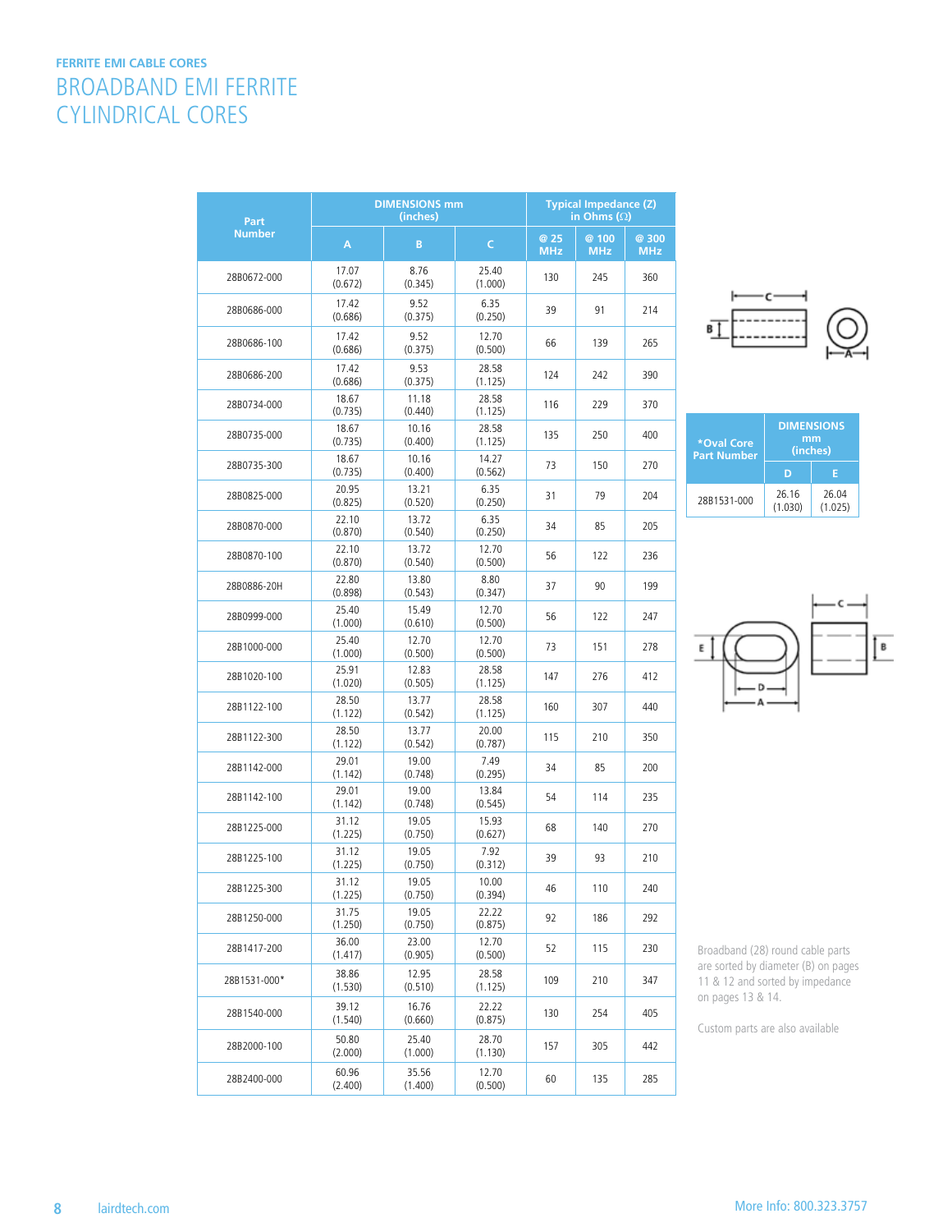FERRITE EMI CABLE CORES

# BROADBAND EMI FERRITE CYLINDRICAL CORES

| Part Number | DIMENSIONS mm (inches) | | | Typical Impedance (Z) in Ohms (Ω) | | |
|---|---|---|---|---|---|---|
| | A | B | C | @ 25 MHz | @ 100 MHz | @ 300 MHz |
| 28B0672-000 | 17.07 (0.672) | 8.76 (0.345) | 25.40 (1.000) | 130 | 245 | 360 |
| 28B0686-000 | 17.42 (0.686) | 9.52 (0.375) | 6.35 (0.250) | 39 | 91 | 214 |
| 28B0686-100 | 17.42 (0.686) | 9.52 (0.375) | 12.70 (0.500) | 66 | 139 | 265 |
| 28B0686-200 | 17.42 (0.686) | 9.53 (0.375) | 28.58 (1.125) | 124 | 242 | 390 |
| 28B0734-000 | 18.67 (0.735) | 11.18 (0.440) | 28.58 (1.125) | 116 | 229 | 370 |
| 28B0735-000 | 18.67 (0.735) | 10.16 (0.400) | 28.58 (1.125) | 135 | 250 | 400 |
| 28B0735-300 | 18.67 (0.735) | 10.16 (0.400) | 14.27 (0.562) | 73 | 150 | 270 |
| 28B0825-000 | 20.95 (0.825) | 13.21 (0.520) | 6.35 (0.250) | 31 | 79 | 204 |
| 28B0870-000 | 22.10 (0.870) | 13.72 (0.540) | 6.35 (0.250) | 34 | 85 | 205 |
| 28B0870-100 | 22.10 (0.870) | 13.72 (0.540) | 12.70 (0.500) | 56 | 122 | 236 |
| 28B0886-20H | 22.80 (0.898) | 13.80 (0.543) | 8.80 (0.347) | 37 | 90 | 199 |
| 28B0999-000 | 25.40 (1.000) | 15.49 (0.610) | 12.70 (0.500) | 56 | 122 | 247 |
| 28B1000-000 | 25.40 (1.000) | 12.70 (0.500) | 12.70 (0.500) | 73 | 151 | 278 |
| 28B1020-100 | 25.91 (1.020) | 12.83 (0.505) | 28.58 (1.125) | 147 | 276 | 412 |
| 28B1122-100 | 28.50 (1.122) | 13.77 (0.542) | 28.58 (1.125) | 160 | 307 | 440 |
| 28B1122-300 | 28.50 (1.122) | 13.77 (0.542) | 20.00 (0.787) | 115 | 210 | 350 |
| 28B1142-000 | 29.01 (1.142) | 19.00 (0.748) | 7.49 (0.295) | 34 | 85 | 200 |
| 28B1142-100 | 29.01 (1.142) | 19.00 (0.748) | 13.84 (0.545) | 54 | 114 | 235 |
| 28B1225-000 | 31.12 (1.225) | 19.05 (0.750) | 15.93 (0.627) | 68 | 140 | 270 |
| 28B1225-100 | 31.12 (1.225) | 19.05 (0.750) | 7.92 (0.312) | 39 | 93 | 210 |
| 28B1225-300 | 31.12 (1.225) | 19.05 (0.750) | 10.00 (0.394) | 46 | 110 | 240 |
| 28B1250-000 | 31.75 (1.250) | 19.05 (0.750) | 22.22 (0.875) | 92 | 186 | 292 |
| 28B1417-200 | 36.00 (1.417) | 23.00 (0.905) | 12.70 (0.500) | 52 | 115 | 230 |
| 28B1531-000* | 38.86 (1.530) | 12.95 (0.510) | 28.58 (1.125) | 109 | 210 | 347 |
| 28B1540-000 | 39.12 (1.540) | 16.76 (0.660) | 22.22 (0.875) | 130 | 254 | 405 |
| 28B2000-100 | 50.80 (2.000) | 25.40 (1.000) | 28.70 (1.130) | 157 | 305 | 442 |
| 28B2400-000 | 60.96 (2.400) | 35.56 (1.400) | 12.70 (0.500) | 60 | 135 | 285 |

C

B

A

| *Oval Core Part Number | DIMENSIONS mm (inches) | |
|---|---|---|
| | D | E |
| 28B1531-000 | 26.16 (1.030) | 26.04 (1.025) |

C

E

B

D

A

Broadband (28) round cable parts are sorted by diameter (B) on pages 11 & 12 and sorted by impedance on pages 13 & 14.

Custom parts are also available

lairdtech.com

More Info: 800.323.3757